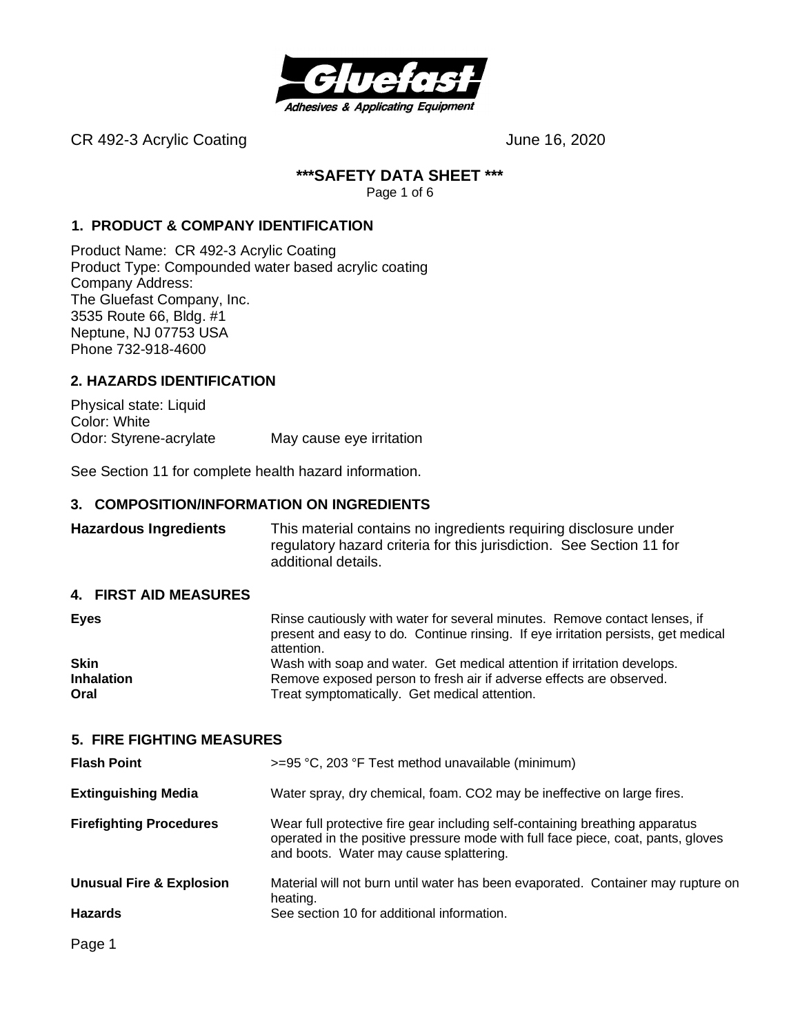CR 492-3 Acrylic Coating June 16, 2020

# ***SAFETY DATA SHEET ***

## 1. PRODUCT & COMPANY IDENTIFICATION

Product Name: CR 492-3 Acrylic Coating
Product Type: Compounded water based acrylic coating
Company Address:
The Gluefast Company, Inc.
3535 Route 66, Bldg. #1
Neptune, NJ 07753 USA
Phone 732-918-4600

## 2. HAZARDS IDENTIFICATION

Physical state: Liquid
Color: White
Odor: Styrene-acrylate May cause eye irritation

See Section 11 for complete health hazard information.

## 3. COMPOSITION/INFORMATION ON INGREDIENTS

**Hazardous Ingredients** This material contains no ingredients requiring disclosure under regulatory hazard criteria for this jurisdiction. See Section 11 for additional details.

## 4. FIRST AID MEASURES

**Eyes** Rinse cautiously with water for several minutes. Remove contact lenses, if present and easy to do. Continue rinsing. If eye irritation persists, get medical attention.

**Skin** Wash with soap and water. Get medical attention if irritation develops.

**Inhalation** Remove exposed person to fresh air if adverse effects are observed.

**Oral** Treat symptomatically. Get medical attention.

## 5. FIRE FIGHTING MEASURES

**Flash Point** >=95 °C, 203 °F Test method unavailable (minimum)

**Extinguishing Media** Water spray, dry chemical, foam. $CO_2$ may be ineffective on large fires.

**Firefighting Procedures** Wear full protective fire gear including self-containing breathing apparatus operated in the positive pressure mode with full face piece, coat, pants, gloves and boots. Water may cause splattering.

**Unusual Fire & Explosion Hazards** Material will not burn until water has been evaporated. Container may rupture on heating. See section 10 for additional information.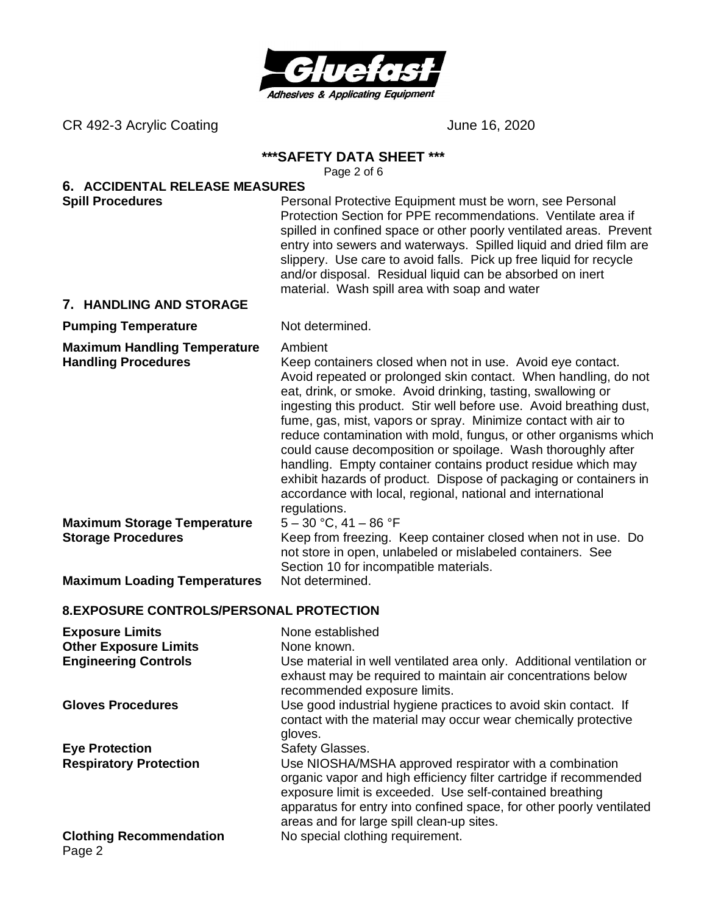CR 492-3 Acrylic Coating June 16, 2020

**\*\*\*SAFETY DATA SHEET \*\*\***

## 6. ACCIDENTAL RELEASE MEASURES

**Spill Procedures**
Personal Protective Equipment must be worn, see Personal Protection Section for PPE recommendations. Ventilate area if spilled in confined space or other poorly ventilated areas. Prevent entry into sewers and waterways. Spilled liquid and dried film are slippery. Use care to avoid falls. Pick up free liquid for recycle and/or disposal. Residual liquid can be absorbed on inert material. Wash spill area with soap and water

## 7. HANDLING AND STORAGE

**Pumping Temperature**
Not determined.

**Maximum Handling Temperature**
Ambient

**Handling Procedures**
Keep containers closed when not in use. Avoid eye contact. Avoid repeated or prolonged skin contact. When handling, do not eat, drink, or smoke. Avoid drinking, tasting, swallowing or ingesting this product. Stir well before use. Avoid breathing dust, fume, gas, mist, vapors or spray. Minimize contact with air to reduce contamination with mold, fungus, or other organisms which could cause decomposition or spoilage. Wash thoroughly after handling. Empty container contains product residue which may exhibit hazards of product. Dispose of packaging or containers in accordance with local, regional, national and international regulations.

**Maximum Storage Temperature**
5 – 30 °C, 41 – 86 °F

**Storage Procedures**
Keep from freezing. Keep container closed when not in use. Do not store in open, unlabeled or mislabeled containers. See Section 10 for incompatible materials.

**Maximum Loading Temperatures**
Not determined.

## 8.EXPOSURE CONTROLS/PERSONAL PROTECTION

**Exposure Limits**
None established

**Other Exposure Limits**
None known.

**Engineering Controls**
Use material in well ventilated area only. Additional ventilation or exhaust may be required to maintain air concentrations below recommended exposure limits.

**Gloves Procedures**
Use good industrial hygiene practices to avoid skin contact. If contact with the material may occur wear chemically protective gloves.

**Eye Protection**
Safety Glasses.

**Respiratory Protection**
Use NIOSHA/MSHA approved respirator with a combination organic vapor and high efficiency filter cartridge if recommended exposure limit is exceeded. Use self-contained breathing apparatus for entry into confined space, for other poorly ventilated areas and for large spill clean-up sites.

**Clothing Recommendation**
No special clothing requirement.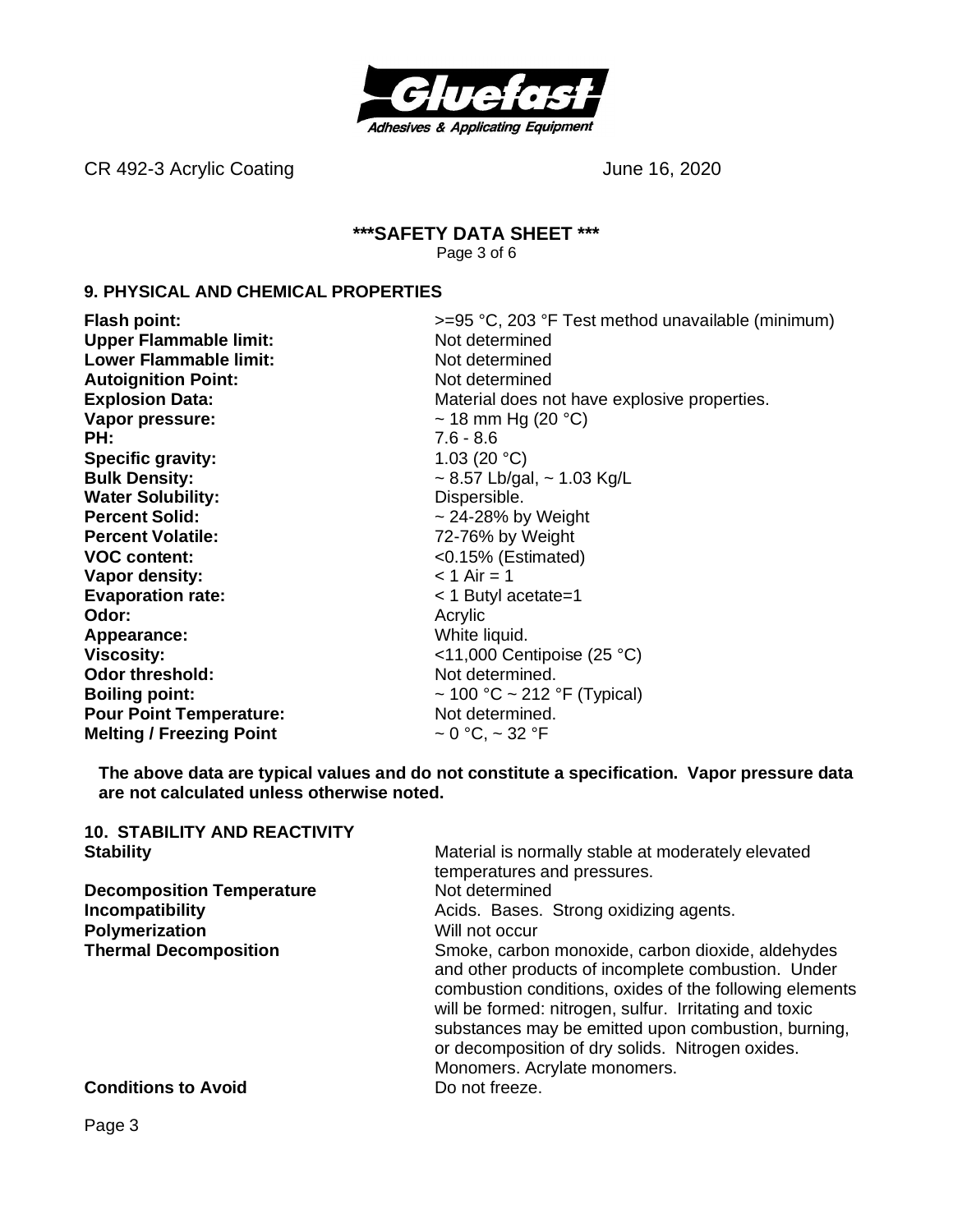## 9. PHYSICAL AND CHEMICAL PROPERTIES

| | |
|---|---|
| **Flash point:** | >=95 °C, 203 °F Test method unavailable (minimum) |
| **Upper Flammable limit:** | Not determined |
| **Lower Flammable limit:** | Not determined |
| **Autoignition Point:** | Not determined |
| **Explosion Data:** | Material does not have explosive properties. |
| **Vapor pressure:** | ~ 18 mm Hg (20 °C) |
| **PH:** | 7.6 - 8.6 |
| **Specific gravity:** | 1.03 (20 °C) |
| **Bulk Density:** | ~ 8.57 Lb/gal, ~ 1.03 Kg/L |
| **Water Solubility:** | Dispersible. |
| **Percent Solid:** | ~ 24-28% by Weight |
| **Percent Volatile:** | 72-76% by Weight |
| **VOC content:** | <0.15% (Estimated) |
| **Vapor density:** | < 1 Air = 1 |
| **Evaporation rate:** | < 1 Butyl acetate=1 |
| **Odor:** | Acrylic |
| **Appearance:** | White liquid. |
| **Viscosity:** | <11,000 Centipoise (25 °C) |
| **Odor threshold:** | Not determined. |
| **Boiling point:** | ~ 100 °C ~ 212 °F (Typical) |
| **Pour Point Temperature:** | Not determined. |
| **Melting / Freezing Point** | ~ 0 °C, ~ 32 °F |

**The above data are typical values and do not constitute a specification. Vapor pressure data are not calculated unless otherwise noted.**

## 10. STABILITY AND REACTIVITY

| | |
|---|---|
| **Stability** | Material is normally stable at moderately elevated temperatures and pressures. |
| **Decomposition Temperature** | Not determined |
| **Incompatibility** | Acids. Bases. Strong oxidizing agents. |
| **Polymerization** | Will not occur |
| **Thermal Decomposition** | Smoke, carbon monoxide, carbon dioxide, aldehydes and other products of incomplete combustion. Under combustion conditions, oxides of the following elements will be formed: nitrogen, sulfur. Irritating and toxic substances may be emitted upon combustion, burning, or decomposition of dry solids. Nitrogen oxides. Monomers. Acrylate monomers. |
| **Conditions to Avoid** | Do not freeze. |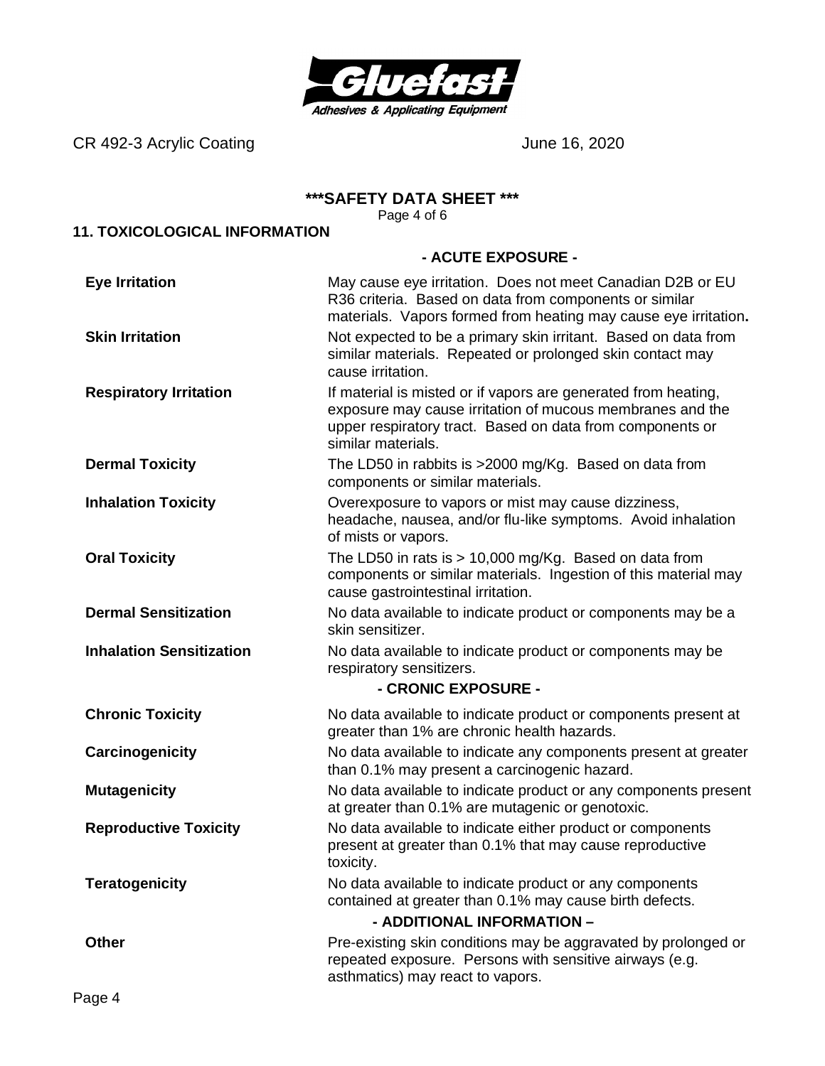## 11. TOXICOLOGICAL INFORMATION

### - ACUTE EXPOSURE -

| | |
|---|---|
| **Eye Irritation** | May cause eye irritation. Does not meet Canadian D2B or EU R36 criteria. Based on data from components or similar materials. Vapors formed from heating may cause eye irritation**.** |
| **Skin Irritation** | Not expected to be a primary skin irritant. Based on data from similar materials. Repeated or prolonged skin contact may cause irritation. |
| **Respiratory Irritation** | If material is misted or if vapors are generated from heating, exposure may cause irritation of mucous membranes and the upper respiratory tract. Based on data from components or similar materials. |
| **Dermal Toxicity** | The LD50 in rabbits is >2000 mg/Kg. Based on data from components or similar materials. |
| **Inhalation Toxicity** | Overexposure to vapors or mist may cause dizziness, headache, nausea, and/or flu-like symptoms. Avoid inhalation of mists or vapors. |
| **Oral Toxicity** | The LD50 in rats is > 10,000 mg/Kg. Based on data from components or similar materials. Ingestion of this material may cause gastrointestinal irritation. |
| **Dermal Sensitization** | No data available to indicate product or components may be a skin sensitizer. |
| **Inhalation Sensitization** | No data available to indicate product or components may be respiratory sensitizers. |

### - CRONIC EXPOSURE -

| | |
|---|---|
| **Chronic Toxicity** | No data available to indicate product or components present at greater than 1% are chronic health hazards. |
| **Carcinogenicity** | No data available to indicate any components present at greater than 0.1% may present a carcinogenic hazard. |
| **Mutagenicity** | No data available to indicate product or any components present at greater than 0.1% are mutagenic or genotoxic. |
| **Reproductive Toxicity** | No data available to indicate either product or components present at greater than 0.1% that may cause reproductive toxicity. |
| **Teratogenicity** | No data available to indicate product or any components contained at greater than 0.1% may cause birth defects. |

### - ADDITIONAL INFORMATION –

| | |
|---|---|
| **Other** | Pre-existing skin conditions may be aggravated by prolonged or repeated exposure. Persons with sensitive airways (e.g. asthmatics) may react to vapors. |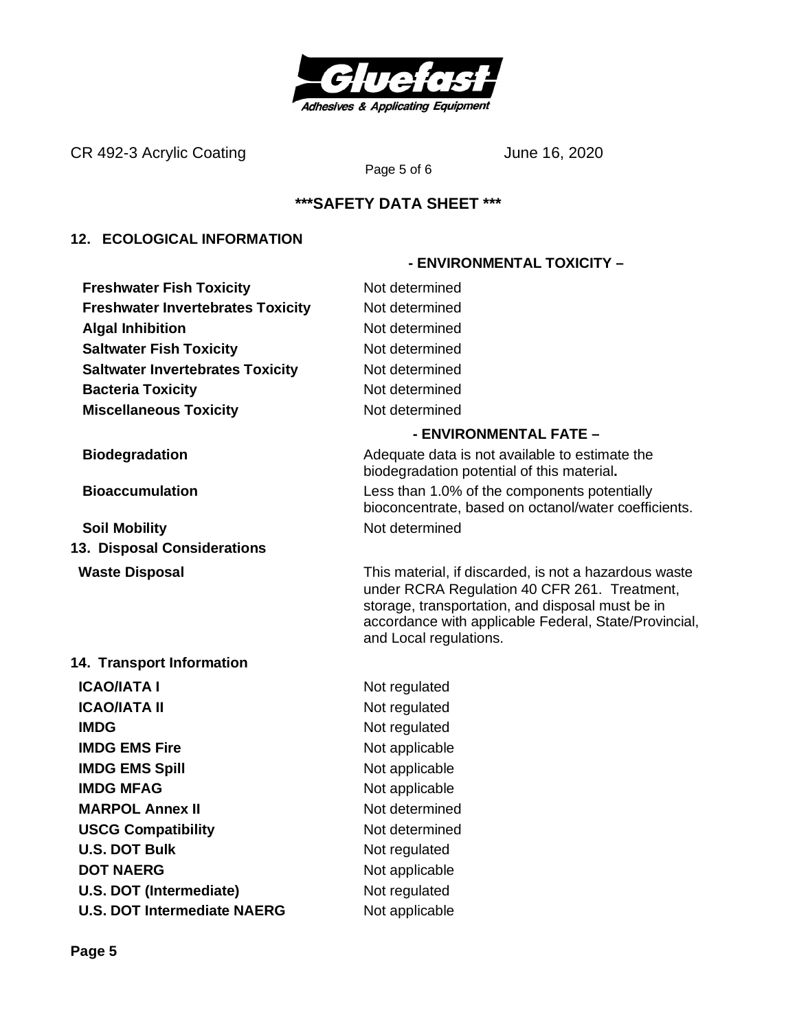***SAFETY DATA SHEET ***

## 12. ECOLOGICAL INFORMATION

**- ENVIRONMENTAL TOXICITY –**

| | |
|---|---|
| **Freshwater Fish Toxicity** | Not determined |
| **Freshwater Invertebrates Toxicity** | Not determined |
| **Algal Inhibition** | Not determined |
| **Saltwater Fish Toxicity** | Not determined |
| **Saltwater Invertebrates Toxicity** | Not determined |
| **Bacteria Toxicity** | Not determined |
| **Miscellaneous Toxicity** | Not determined |

**- ENVIRONMENTAL FATE –**

| | |
|---|---|
| **Biodegradation** | Adequate data is not available to estimate the biodegradation potential of this material. |
| **Bioaccumulation** | Less than 1.0% of the components potentially bioconcentrate, based on octanol/water coefficients. |
| **Soil Mobility** | Not determined |

## 13. Disposal Considerations

| | |
|---|---|
| **Waste Disposal** | This material, if discarded, is not a hazardous waste under RCRA Regulation 40 CFR 261. Treatment, storage, transportation, and disposal must be in accordance with applicable Federal, State/Provincial, and Local regulations. |

## 14. Transport Information

| | |
|---|---|
| **ICAO/IATA I** | Not regulated |
| **ICAO/IATA II** | Not regulated |
| **IMDG** | Not regulated |
| **IMDG EMS Fire** | Not applicable |
| **IMDG EMS Spill** | Not applicable |
| **IMDG MFAG** | Not applicable |
| **MARPOL Annex II** | Not determined |
| **USCG Compatibility** | Not determined |
| **U.S. DOT Bulk** | Not regulated |
| **DOT NAERG** | Not applicable |
| **U.S. DOT (Intermediate)** | Not regulated |
| **U.S. DOT Intermediate NAERG** | Not applicable |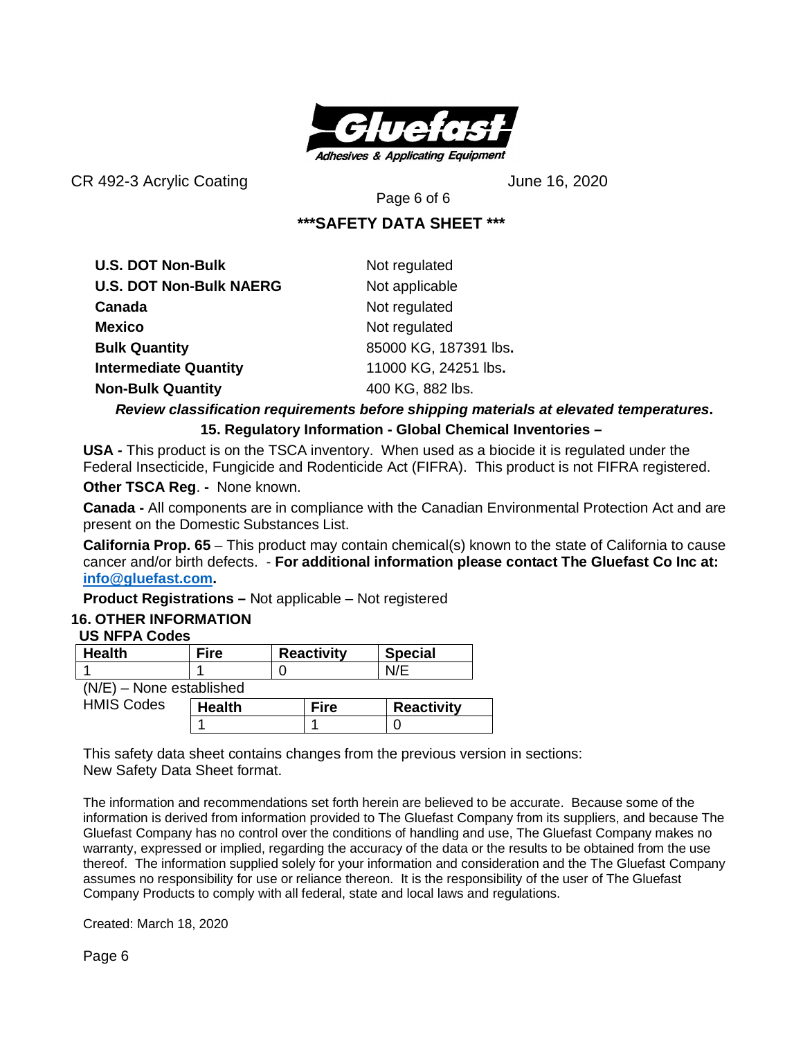| | |
|---|---|
| **U.S. DOT Non-Bulk** | Not regulated |
| **U.S. DOT Non-Bulk NAERG** | Not applicable |
| **Canada** | Not regulated |
| **Mexico** | Not regulated |
| **Bulk Quantity** | 85000 KG, 187391 lbs**.** |
| **Intermediate Quantity** | 11000 KG, 24251 lbs**.** |
| **Non-Bulk Quantity** | 400 KG, 882 lbs. |

***Review classification requirements before shipping materials at elevated temperatures*.**

## 15. Regulatory Information - Global Chemical Inventories –

**USA -** This product is on the TSCA inventory. When used as a biocide it is regulated under the Federal Insecticide, Fungicide and Rodenticide Act (FIFRA). This product is not FIFRA registered.

**Other TSCA Reg**. **-** None known.

**Canada -** All components are in compliance with the Canadian Environmental Protection Act and are present on the Domestic Substances List.

**California Prop. 65** – This product may contain chemical(s) known to the state of California to cause cancer and/or birth defects. - **For additional information please contact The Gluefast Co Inc at: info@gluefast.com.**

**Product Registrations –** Not applicable – Not registered

## 16. OTHER INFORMATION

**US NFPA Codes**

| Health | Fire | Reactivity | Special |
|---|---|---|---|
| 1 | 1 | 0 | N/E |

(N/E) – None established

HMIS Codes

| Health | Fire | Reactivity |
|---|---|---|
| 1 | 1 | 0 |

This safety data sheet contains changes from the previous version in sections:
New Safety Data Sheet format.

The information and recommendations set forth herein are believed to be accurate. Because some of the information is derived from information provided to The Gluefast Company from its suppliers, and because The Gluefast Company has no control over the conditions of handling and use, The Gluefast Company makes no warranty, expressed or implied, regarding the accuracy of the data or the results to be obtained from the use thereof. The information supplied solely for your information and consideration and the The Gluefast Company assumes no responsibility for use or reliance thereon. It is the responsibility of the user of The Gluefast Company Products to comply with all federal, state and local laws and regulations.

Created: March 18, 2020